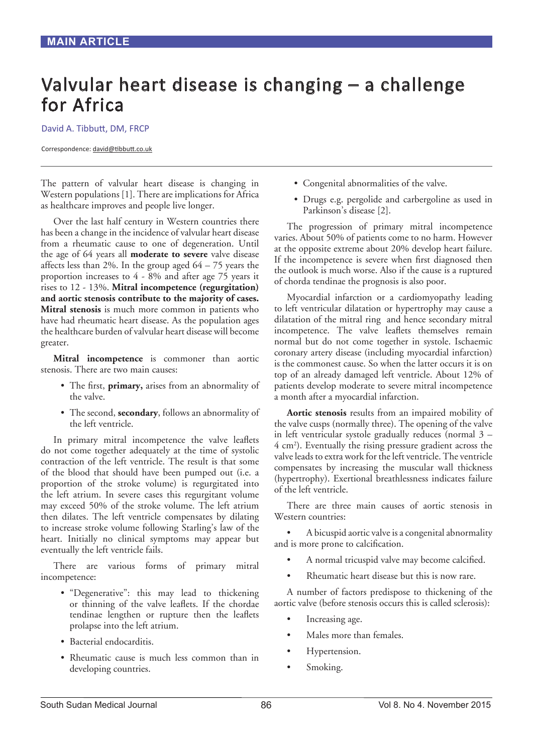MAIN ARTICLE

# Valvular heart disease is changing – a challenge for Africa

David A. Tibbutt, DM, FRCP

Correspondence: david@tibbutt.co.uk

The pattern of valvular heart disease is changing in Western populations [1]. There are implications for Africa as healthcare improves and people live longer.

Over the last half century in Western countries there has been a change in the incidence of valvular heart disease from a rheumatic cause to one of degeneration. Until the age of 64 years all **moderate to severe** valve disease affects less than 2%. In the group aged 64 – 75 years the proportion increases to 4 - 8% and after age 75 years it rises to 12 - 13%. **Mitral incompetence (regurgitation) and aortic stenosis contribute to the majority of cases. Mitral stenosis** is much more common in patients who have had rheumatic heart disease. As the population ages the healthcare burden of valvular heart disease will become greater.

**Mitral incompetence** is commoner than aortic stenosis. There are two main causes:

- The first, **primary,** arises from an abnormality of the valve.
- The second, **secondary**, follows an abnormality of the left ventricle.

In primary mitral incompetence the valve leaflets do not come together adequately at the time of systolic contraction of the left ventricle. The result is that some of the blood that should have been pumped out (i.e. a proportion of the stroke volume) is regurgitated into the left atrium. In severe cases this regurgitant volume may exceed 50% of the stroke volume. The left atrium then dilates. The left ventricle compensates by dilating to increase stroke volume following Starling's law of the heart. Initially no clinical symptoms may appear but eventually the left ventricle fails.

There are various forms of primary mitral incompetence:

- "Degenerative": this may lead to thickening or thinning of the valve leaflets. If the chordae tendinae lengthen or rupture then the leaflets prolapse into the left atrium.
- Bacterial endocarditis.
- Rheumatic cause is much less common than in developing countries.
- Congenital abnormalities of the valve.
- Drugs e.g. pergolide and carbergoline as used in Parkinson's disease [2].

The progression of primary mitral incompetence varies. About 50% of patients come to no harm. However at the opposite extreme about 20% develop heart failure. If the incompetence is severe when first diagnosed then the outlook is much worse. Also if the cause is a ruptured of chorda tendinae the prognosis is also poor.

Myocardial infarction or a cardiomyopathy leading to left ventricular dilatation or hypertrophy may cause a dilatation of the mitral ring and hence secondary mitral incompetence. The valve leaflets themselves remain normal but do not come together in systole. Ischaemic coronary artery disease (including myocardial infarction) is the commonest cause. So when the latter occurs it is on top of an already damaged left ventricle. About 12% of patients develop moderate to severe mitral incompetence a month after a myocardial infarction.

**Aortic stenosis** results from an impaired mobility of the valve cusps (normally three). The opening of the valve in left ventricular systole gradually reduces (normal 3 – 4 $cm^2$). Eventually the rising pressure gradient across the valve leads to extra work for the left ventricle. The ventricle compensates by increasing the muscular wall thickness (hypertrophy). Exertional breathlessness indicates failure of the left ventricle.

There are three main causes of aortic stenosis in Western countries:

- A bicuspid aortic valve is a congenital abnormality and is more prone to calcification.
- A normal tricuspid valve may become calcified.
- Rheumatic heart disease but this is now rare.

A number of factors predispose to thickening of the aortic valve (before stenosis occurs this is called sclerosis):

- Increasing age.
- Males more than females.
- Hypertension.
- Smoking.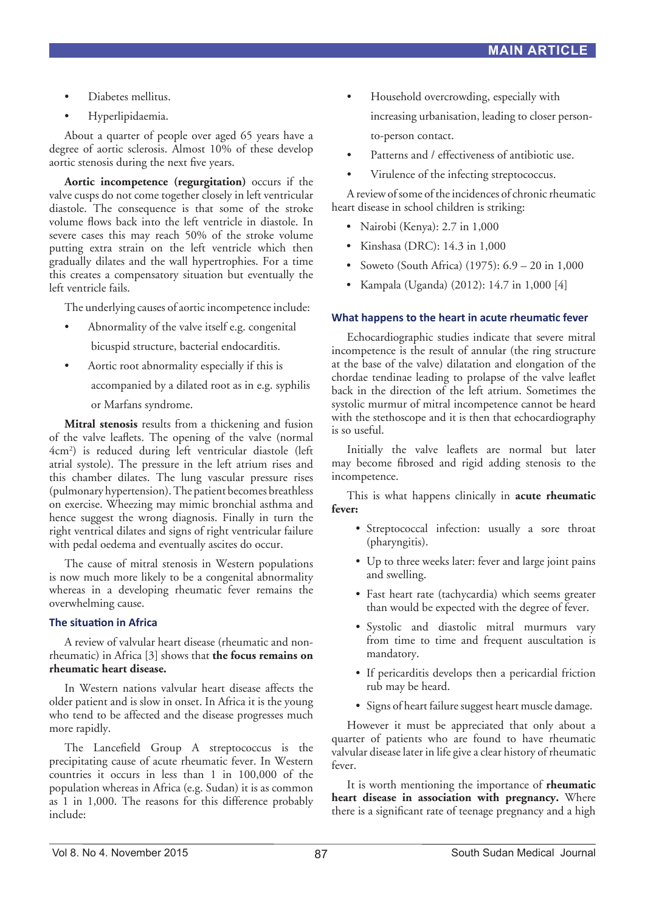- Diabetes mellitus.
- Hyperlipidaemia.

About a quarter of people over aged 65 years have a degree of aortic sclerosis. Almost 10% of these develop aortic stenosis during the next five years.

**Aortic incompetence (regurgitation)** occurs if the valve cusps do not come together closely in left ventricular diastole. The consequence is that some of the stroke volume flows back into the left ventricle in diastole. In severe cases this may reach 50% of the stroke volume putting extra strain on the left ventricle which then gradually dilates and the wall hypertrophies. For a time this creates a compensatory situation but eventually the left ventricle fails.

The underlying causes of aortic incompetence include:

- Abnormality of the valve itself e.g. congenital bicuspid structure, bacterial endocarditis.
- Aortic root abnormality especially if this is accompanied by a dilated root as in e.g. syphilis or Marfans syndrome.

**Mitral stenosis** results from a thickening and fusion of the valve leaflets. The opening of the valve (normal 4cm$^2$) is reduced during left ventricular diastole (left atrial systole). The pressure in the left atrium rises and this chamber dilates. The lung vascular pressure rises (pulmonary hypertension). The patient becomes breathless on exercise. Wheezing may mimic bronchial asthma and hence suggest the wrong diagnosis. Finally in turn the right ventricular dilates and signs of right ventricular failure with pedal oedema and eventually ascites do occur.

The cause of mitral stenosis in Western populations is now much more likely to be a congenital abnormality whereas in a developing rheumatic fever remains the overwhelming cause.

### The situation in Africa

A review of valvular heart disease (rheumatic and non-rheumatic) in Africa [3] shows that **the focus remains on rheumatic heart disease.**

In Western nations valvular heart disease affects the older patient and is slow in onset. In Africa it is the young who tend to be affected and the disease progresses much more rapidly.

The Lancefield Group A streptococcus is the precipitating cause of acute rheumatic fever. In Western countries it occurs in less than 1 in 100,000 of the population whereas in Africa (e.g. Sudan) it is as common as 1 in 1,000. The reasons for this difference probably include:

- Household overcrowding, especially with increasing urbanisation, leading to closer person-to-person contact.
- Patterns and / effectiveness of antibiotic use.
- Virulence of the infecting streptococcus.

A review of some of the incidences of chronic rheumatic heart disease in school children is striking:

- Nairobi (Kenya): 2.7 in 1,000
- Kinshasa (DRC): 14.3 in 1,000
- Soweto (South Africa) (1975): 6.9 – 20 in 1,000
- Kampala (Uganda) (2012): 14.7 in 1,000 [4]

### What happens to the heart in acute rheumatic fever

Echocardiographic studies indicate that severe mitral incompetence is the result of annular (the ring structure at the base of the valve) dilatation and elongation of the chordae tendinae leading to prolapse of the valve leaflet back in the direction of the left atrium. Sometimes the systolic murmur of mitral incompetence cannot be heard with the stethoscope and it is then that echocardiography is so useful.

Initially the valve leaflets are normal but later may become fibrosed and rigid adding stenosis to the incompetence.

This is what happens clinically in **acute rheumatic fever:**

- Streptococcal infection: usually a sore throat (pharyngitis).
- Up to three weeks later: fever and large joint pains and swelling.
- Fast heart rate (tachycardia) which seems greater than would be expected with the degree of fever.
- Systolic and diastolic mitral murmurs vary from time to time and frequent auscultation is mandatory.
- If pericarditis develops then a pericardial friction rub may be heard.
- Signs of heart failure suggest heart muscle damage.

However it must be appreciated that only about a quarter of patients who are found to have rheumatic valvular disease later in life give a clear history of rheumatic fever.

It is worth mentioning the importance of **rheumatic heart disease in association with pregnancy.** Where there is a significant rate of teenage pregnancy and a high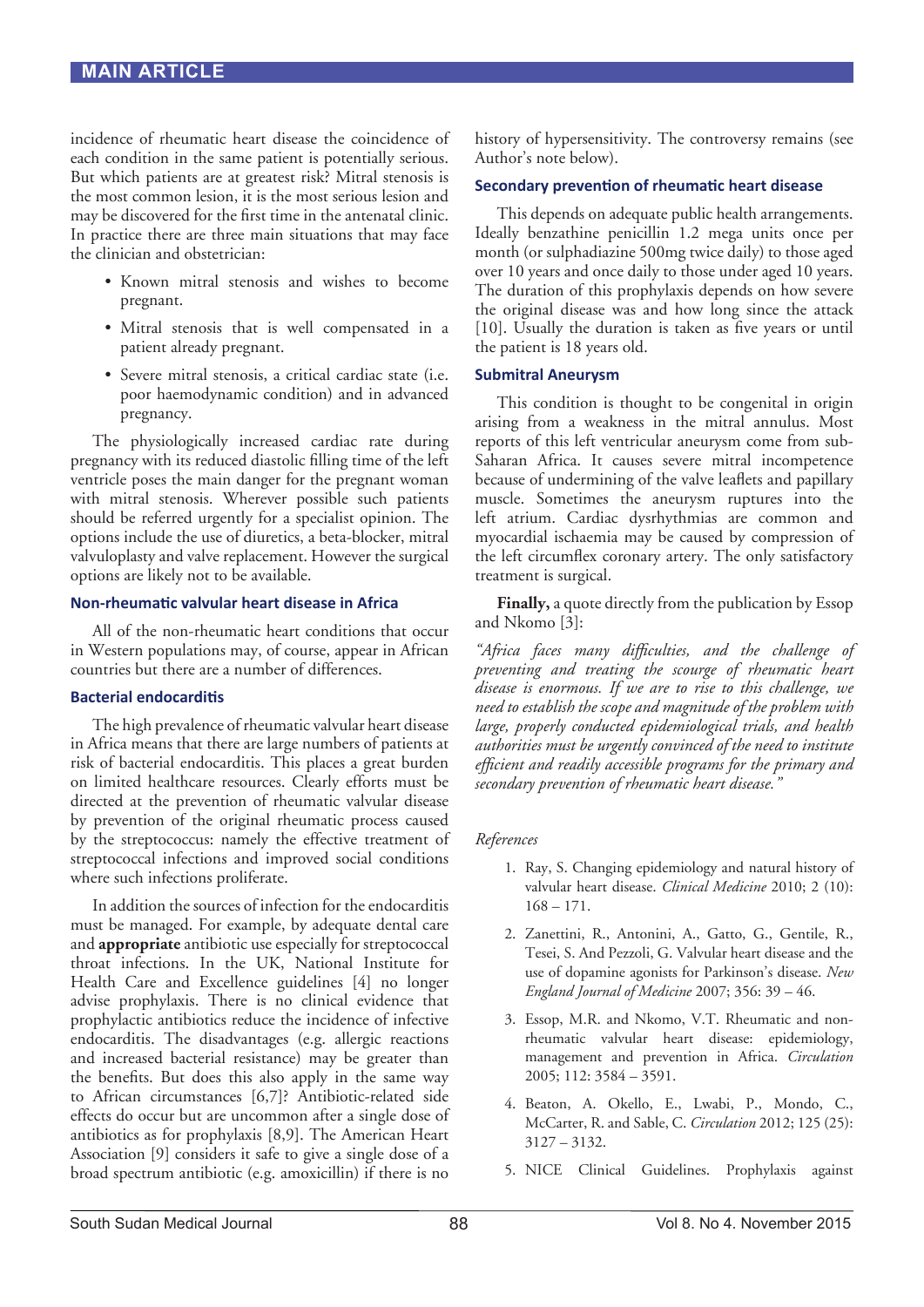incidence of rheumatic heart disease the coincidence of each condition in the same patient is potentially serious. But which patients are at greatest risk? Mitral stenosis is the most common lesion, it is the most serious lesion and may be discovered for the first time in the antenatal clinic. In practice there are three main situations that may face the clinician and obstetrician:

- Known mitral stenosis and wishes to become pregnant.
- Mitral stenosis that is well compensated in a patient already pregnant.
- Severe mitral stenosis, a critical cardiac state (i.e. poor haemodynamic condition) and in advanced pregnancy.

The physiologically increased cardiac rate during pregnancy with its reduced diastolic filling time of the left ventricle poses the main danger for the pregnant woman with mitral stenosis. Wherever possible such patients should be referred urgently for a specialist opinion. The options include the use of diuretics, a beta-blocker, mitral valvuloplasty and valve replacement. However the surgical options are likely not to be available.

### Non-rheumatic valvular heart disease in Africa

All of the non-rheumatic heart conditions that occur in Western populations may, of course, appear in African countries but there are a number of differences.

### Bacterial endocarditis

The high prevalence of rheumatic valvular heart disease in Africa means that there are large numbers of patients at risk of bacterial endocarditis. This places a great burden on limited healthcare resources. Clearly efforts must be directed at the prevention of rheumatic valvular disease by prevention of the original rheumatic process caused by the streptococcus: namely the effective treatment of streptococcal infections and improved social conditions where such infections proliferate.

In addition the sources of infection for the endocarditis must be managed. For example, by adequate dental care and **appropriate** antibiotic use especially for streptococcal throat infections. In the UK, National Institute for Health Care and Excellence guidelines [4] no longer advise prophylaxis. There is no clinical evidence that prophylactic antibiotics reduce the incidence of infective endocarditis. The disadvantages (e.g. allergic reactions and increased bacterial resistance) may be greater than the benefits. But does this also apply in the same way to African circumstances [6,7]? Antibiotic-related side effects do occur but are uncommon after a single dose of antibiotics as for prophylaxis [8,9]. The American Heart Association [9] considers it safe to give a single dose of a broad spectrum antibiotic (e.g. amoxicillin) if there is no history of hypersensitivity. The controversy remains (see Author's note below).

### Secondary prevention of rheumatic heart disease

This depends on adequate public health arrangements. Ideally benzathine penicillin 1.2 mega units once per month (or sulphadiazine 500mg twice daily) to those aged over 10 years and once daily to those under aged 10 years. The duration of this prophylaxis depends on how severe the original disease was and how long since the attack [10]. Usually the duration is taken as five years or until the patient is 18 years old.

### Submitral Aneurysm

This condition is thought to be congenital in origin arising from a weakness in the mitral annulus. Most reports of this left ventricular aneurysm come from sub-Saharan Africa. It causes severe mitral incompetence because of undermining of the valve leaflets and papillary muscle. Sometimes the aneurysm ruptures into the left atrium. Cardiac dysrhythmias are common and myocardial ischaemia may be caused by compression of the left circumflex coronary artery. The only satisfactory treatment is surgical.

**Finally,** a quote directly from the publication by Essop and Nkomo [3]:

*"Africa faces many difficulties, and the challenge of preventing and treating the scourge of rheumatic heart disease is enormous. If we are to rise to this challenge, we need to establish the scope and magnitude of the problem with large, properly conducted epidemiological trials, and health authorities must be urgently convinced of the need to institute efficient and readily accessible programs for the primary and secondary prevention of rheumatic heart disease."*

*References*

1. Ray, S. Changing epidemiology and natural history of valvular heart disease. *Clinical Medicine* 2010; 2 (10): 168 – 171.
2. Zanettini, R., Antonini, A., Gatto, G., Gentile, R., Tesei, S. And Pezzoli, G. Valvular heart disease and the use of dopamine agonists for Parkinson's disease. *New England Journal of Medicine* 2007; 356: 39 – 46.
3. Essop, M.R. and Nkomo, V.T. Rheumatic and non-rheumatic valvular heart disease: epidemiology, management and prevention in Africa. *Circulation* 2005; 112: 3584 – 3591.
4. Beaton, A. Okello, E., Lwabi, P., Mondo, C., McCarter, R. and Sable, C. *Circulation* 2012; 125 (25): 3127 – 3132.
5. NICE Clinical Guidelines. Prophylaxis against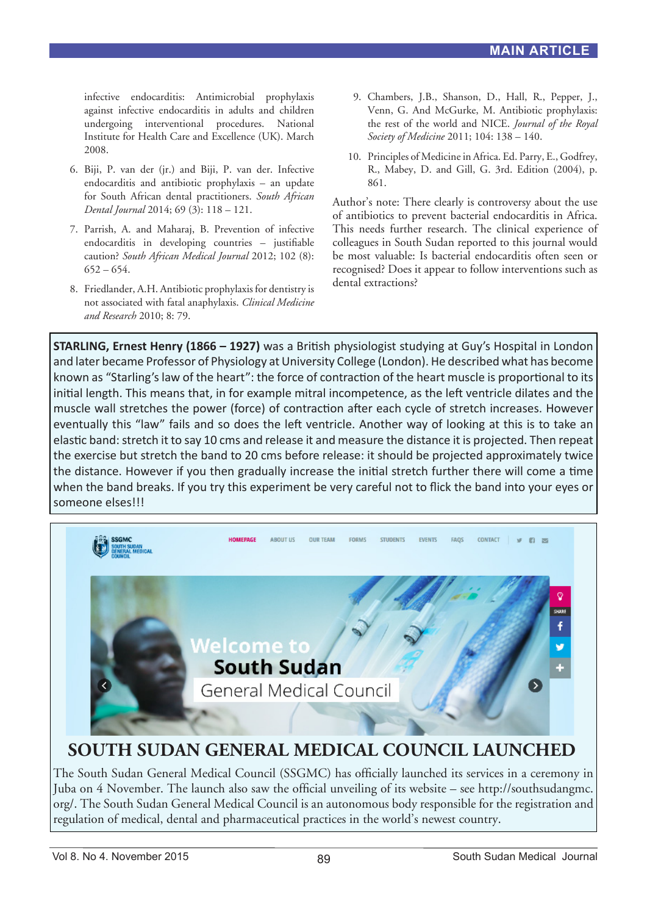infective endocarditis: Antimicrobial prophylaxis against infective endocarditis in adults and children undergoing interventional procedures. National Institute for Health Care and Excellence (UK). March 2008.

6. Biji, P. van der (jr.) and Biji, P. van der. Infective endocarditis and antibiotic prophylaxis – an update for South African dental practitioners. *South African Dental Journal* 2014; 69 (3): 118 – 121.

7. Parrish, A. and Maharaj, B. Prevention of infective endocarditis in developing countries – justifiable caution? *South African Medical Journal* 2012; 102 (8): 652 – 654.

8. Friedlander, A.H. Antibiotic prophylaxis for dentistry is not associated with fatal anaphylaxis. *Clinical Medicine and Research* 2010; 8: 79.

9. Chambers, J.B., Shanson, D., Hall, R., Pepper, J., Venn, G. And McGurke, M. Antibiotic prophylaxis: the rest of the world and NICE. *Journal of the Royal Society of Medicine* 2011; 104: 138 – 140.

10. Principles of Medicine in Africa. Ed. Parry, E., Godfrey, R., Mabey, D. and Gill, G. 3rd. Edition (2004), p. 861.

Author's note: There clearly is controversy about the use of antibiotics to prevent bacterial endocarditis in Africa. This needs further research. The clinical experience of colleagues in South Sudan reported to this journal would be most valuable: Is bacterial endocarditis often seen or recognised? Does it appear to follow interventions such as dental extractions?

**STARLING, Ernest Henry (1866 – 1927)** was a British physiologist studying at Guy's Hospital in London and later became Professor of Physiology at University College (London). He described what has become known as "Starling's law of the heart": the force of contraction of the heart muscle is proportional to its initial length. This means that, in for example mitral incompetence, as the left ventricle dilates and the muscle wall stretches the power (force) of contraction after each cycle of stretch increases. However eventually this "law" fails and so does the left ventricle. Another way of looking at this is to take an elastic band: stretch it to say 10 cms and release it and measure the distance it is projected. Then repeat the exercise but stretch the band to 20 cms before release: it should be projected approximately twice the distance. However if you then gradually increase the initial stretch further there will come a time when the band breaks. If you try this experiment be very careful not to flick the band into your eyes or someone elses!!!

SSGMC SOUTH SUDAN GENERAL MEDICAL COUNCIL

HOMEPAGE ABOUT US OUR TEAM FORMS STUDENTS EVENTS FAQS CONTACT

Welcome to South Sudan General Medical Council

## SOUTH SUDAN GENERAL MEDICAL COUNCIL LAUNCHED

The South Sudan General Medical Council (SSGMC) has officially launched its services in a ceremony in Juba on 4 November. The launch also saw the official unveiling of its website – see http://southsudangmc.org/. The South Sudan General Medical Council is an autonomous body responsible for the registration and regulation of medical, dental and pharmaceutical practices in the world's newest country.